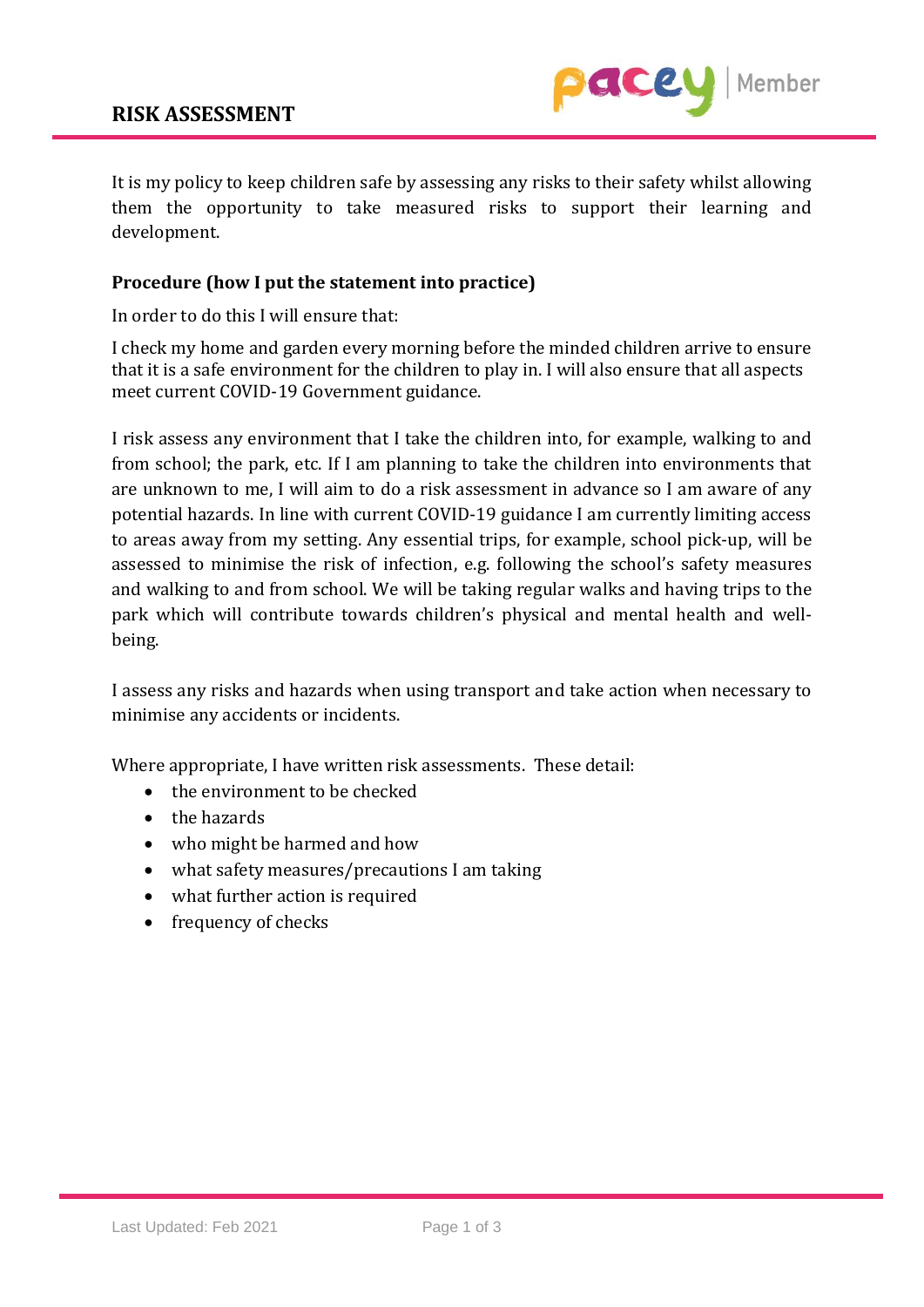# RISK ASSESSMENT

It is my policy to keep children safe by assessing any risks to their safety whilst allowing them the opportunity to take measured risks to support their learning and development.

### Procedure (how I put the statement into practice)

In order to do this I will ensure that:

I check my home and garden every morning before the minded children arrive to ensure that it is a safe environment for the children to play in. I will also ensure that all aspects meet current COVID-19 Government guidance.

I risk assess any environment that I take the children into, for example, walking to and from school; the park, etc. If I am planning to take the children into environments that are unknown to me, I will aim to do a risk assessment in advance so I am aware of any potential hazards. In line with current COVID-19 guidance I am currently limiting access to areas away from my setting. Any essential trips, for example, school pick-up, will be assessed to minimise the risk of infection, e.g. following the school's safety measures and walking to and from school. We will be taking regular walks and having trips to the park which will contribute towards children's physical and mental health and well-being.

I assess any risks and hazards when using transport and take action when necessary to minimise any accidents or incidents.

Where appropriate, I have written risk assessments. These detail:

- the environment to be checked
- the hazards
- who might be harmed and how
- what safety measures/precautions I am taking
- what further action is required
- frequency of checks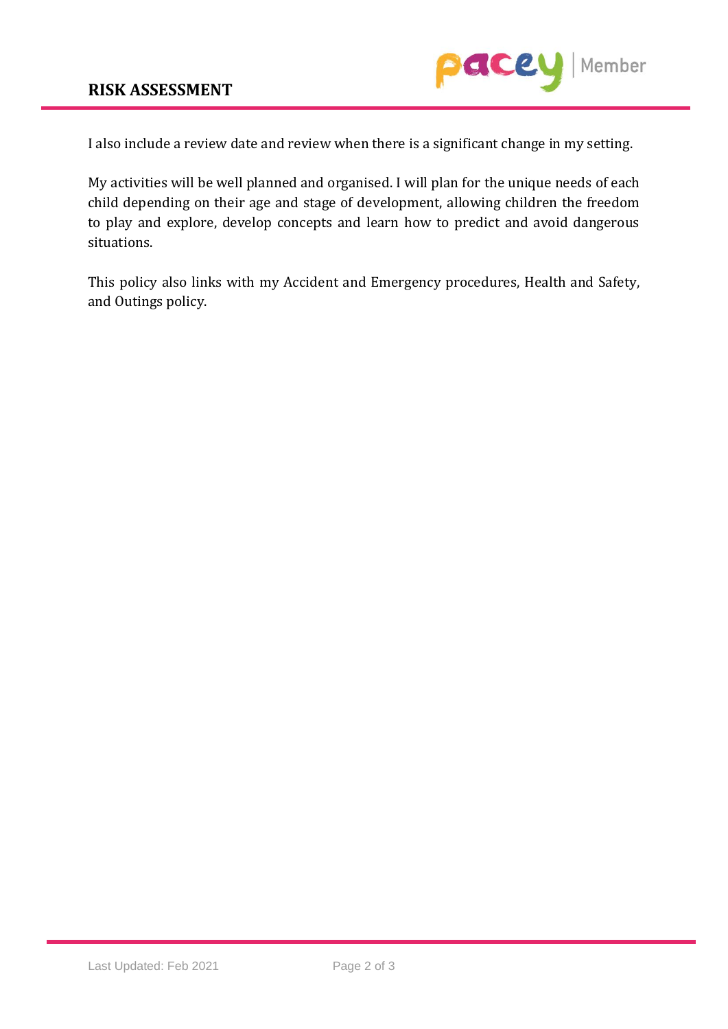I also include a review date and review when there is a significant change in my setting.

My activities will be well planned and organised. I will plan for the unique needs of each child depending on their age and stage of development, allowing children the freedom to play and explore, develop concepts and learn how to predict and avoid dangerous situations.

This policy also links with my Accident and Emergency procedures, Health and Safety, and Outings policy.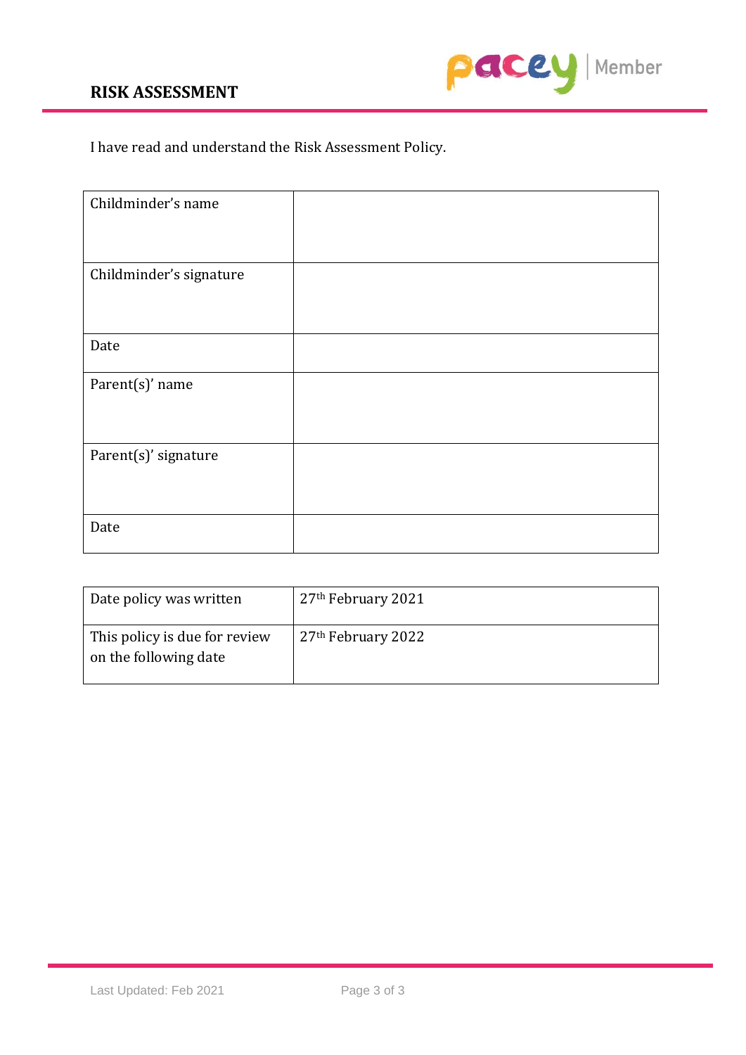## RISK ASSESSMENT

I have read and understand the Risk Assessment Policy.

| | |
|---|---|
| Childminder's name | |
| Childminder's signature | |
| Date | |
| Parent(s)' name | |
| Parent(s)' signature | |
| Date | |

| | |
|---|---|
| Date policy was written | 27th February 2021 |
| This policy is due for review on the following date | 27th February 2022 |

Last Updated: Feb 2021